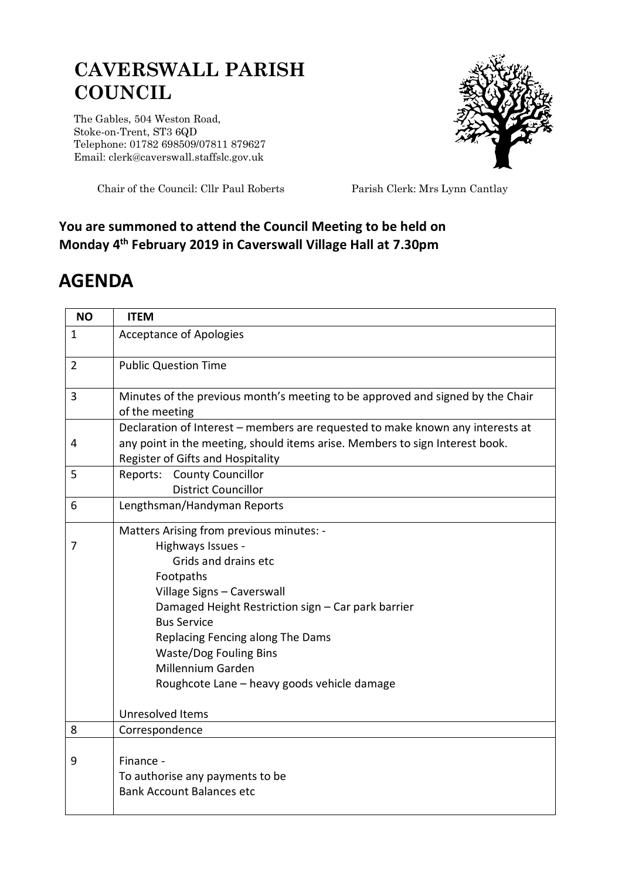# CAVERSWALL PARISH COUNCIL

The Gables, 504 Weston Road,
Stoke-on-Trent, ST3 6QD
Telephone: 01782 698509/07811 879627
Email: clerk@caverswall.staffslc.gov.uk

Chair of the Council: Cllr Paul Roberts

Parish Clerk: Mrs Lynn Cantlay

**You are summoned to attend the Council Meeting to be held on Monday 4th February 2019 in Caverswall Village Hall at 7.30pm**

## AGENDA

| NO | ITEM |
|---|---|
| 1 | Acceptance of Apologies |
| 2 | Public Question Time |
| 3 | Minutes of the previous month's meeting to be approved and signed by the Chair of the meeting |
| 4 | Declaration of Interest – members are requested to make known any interests at any point in the meeting, should items arise. Members to sign Interest book.<br>Register of Gifts and Hospitality |
| 5 | Reports: County Councillor<br>District Councillor |
| 6 | Lengthsman/Handyman Reports |
| 7 | Matters Arising from previous minutes: -<br>Highways Issues -<br>Grids and drains etc<br>Footpaths<br>Village Signs – Caverswall<br>Damaged Height Restriction sign – Car park barrier<br>Bus Service<br>Replacing Fencing along The Dams<br>Waste/Dog Fouling Bins<br>Millennium Garden<br>Roughcote Lane – heavy goods vehicle damage<br><br>Unresolved Items |
| 8 | Correspondence |
| 9 | Finance -<br>To authorise any payments to be<br>Bank Account Balances etc |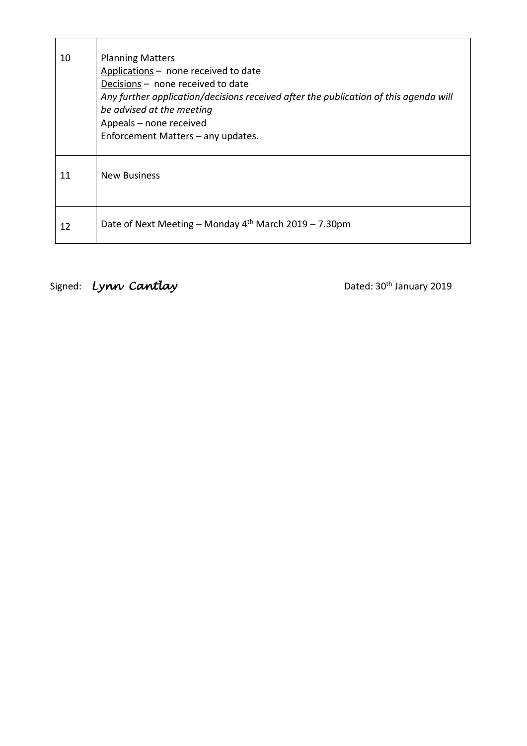| | |
|---|---|
| 10 | Planning Matters<br>Applications – none received to date<br>Decisions – none received to date<br>*Any further application/decisions received after the publication of this agenda will be advised at the meeting*<br>Appeals – none received<br>Enforcement Matters – any updates. |
| 11 | New Business |
| 12 | Date of Next Meeting – Monday 4th March 2019 – 7.30pm |

Signed: *Lynn Cantlay*  Dated: 30th January 2019